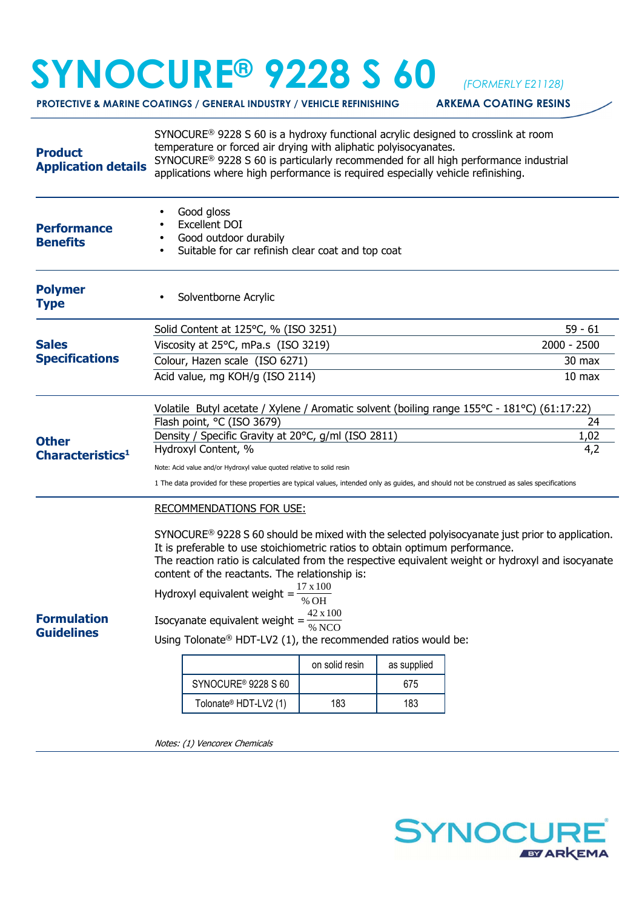# SYNOCURE® 9228 S 60 *(FORMERLY E21128)*

**PROTECTIVE & MARINE COATINGS / GENERAL INDUSTRY / VEHICLE REFINISHING** **ARKEMA COATING RESINS**

## Product Application details

SYNOCURE® 9228 S 60 is a hydroxy functional acrylic designed to crosslink at room temperature or forced air drying with aliphatic polyisocyanates.
SYNOCURE® 9228 S 60 is particularly recommended for all high performance industrial applications where high performance is required especially vehicle refinishing.

## Performance Benefits

- Good gloss
- Excellent DOI
- Good outdoor durabily
- Suitable for car refinish clear coat and top coat

## Polymer Type

- Solventborne Acrylic

## Sales Specifications

| Property | Value |
|---|---|
| Solid Content at 125°C, % (ISO 3251) | 59 - 61 |
| Viscosity at 25°C, mPa.s (ISO 3219) | 2000 - 2500 |
| Colour, Hazen scale (ISO 6271) | 30 max |
| Acid value, mg KOH/g (ISO 2114) | 10 max |

## Other Characteristics[1]

| Property | Value |
|---|---|
| Volatile Butyl acetate / Xylene / Aromatic solvent (boiling range 155°C - 181°C) (61:17:22) | |
| Flash point, °C (ISO 3679) | 24 |
| Density / Specific Gravity at 20°C, g/ml (ISO 2811) | 1,02 |
| Hydroxyl Content, % | 4,2 |

Note: Acid value and/or Hydroxyl value quoted relative to solid resin

1 The data provided for these properties are typical values, intended only as guides, and should not be construed as sales specifications

## Formulation Guidelines

RECOMMENDATIONS FOR USE:

SYNOCURE® 9228 S 60 should be mixed with the selected polyisocyanate just prior to application. It is preferable to use stoichiometric ratios to obtain optimum performance.
The reaction ratio is calculated from the respective equivalent weight or hydroxyl and isocyanate content of the reactants. The relationship is:

Hydroxyl equivalent weight $= \frac{17 \times 100}{\% \, OH}$

Isocyanate equivalent weight $= \frac{42 \times 100}{\% \, NCO}$

Using Tolonate® HDT-LV2 (1), the recommended ratios would be:

| | on solid resin | as supplied |
|---|---|---|
| SYNOCURE® 9228 S 60 | | 675 |
| Tolonate® HDT-LV2 (1) | 183 | 183 |

*Notes: (1) Vencorex Chemicals*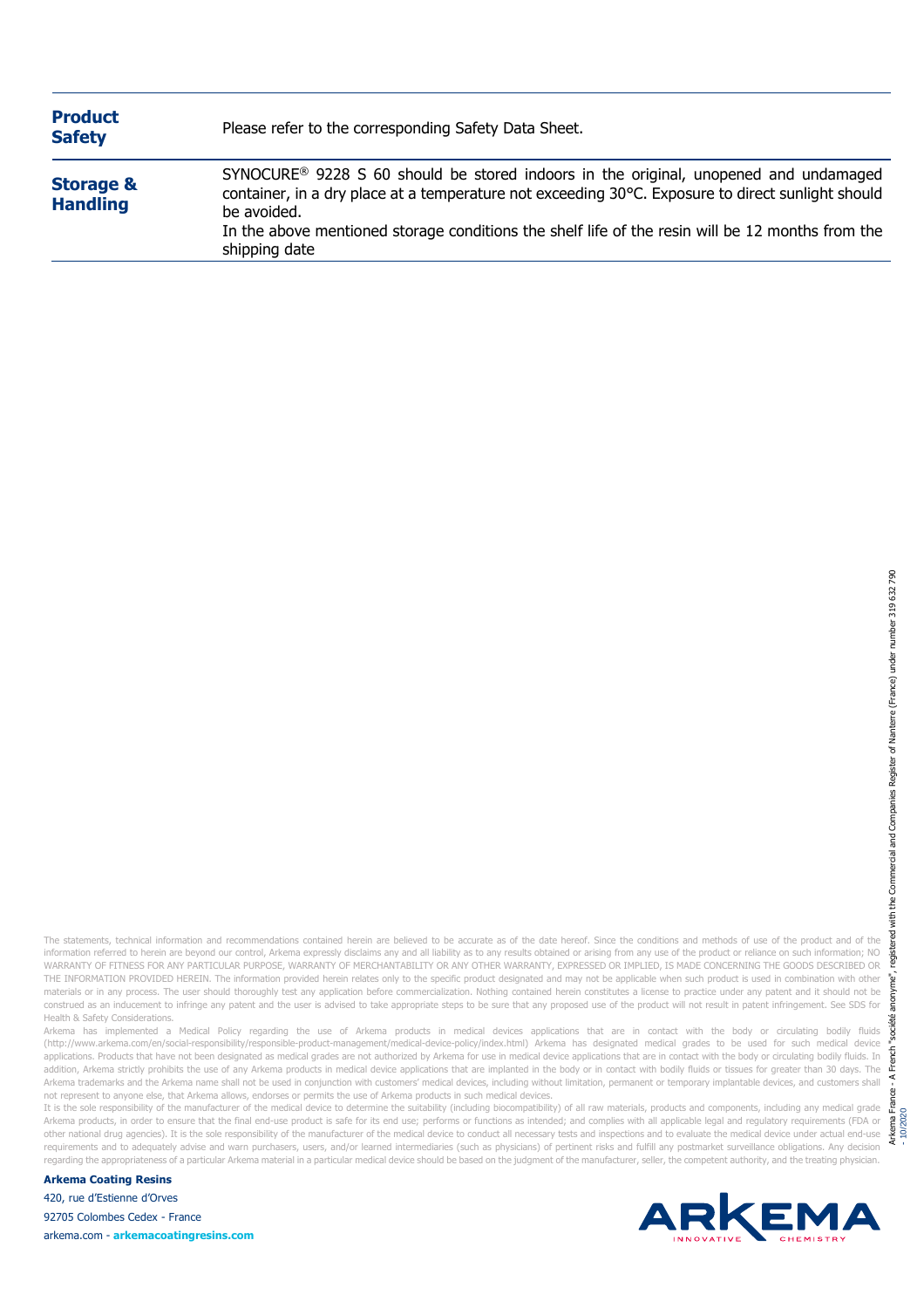| | |
|---|---|
| **Product Safety** | Please refer to the corresponding Safety Data Sheet. |
| **Storage & Handling** | SYNOCURE® 9228 S 60 should be stored indoors in the original, unopened and undamaged container, in a dry place at a temperature not exceeding 30°C. Exposure to direct sunlight should be avoided.<br>In the above mentioned storage conditions the shelf life of the resin will be 12 months from the shipping date |

The statements, technical information and recommendations contained herein are believed to be accurate as of the date hereof. Since the conditions and methods of use of the product and of the information referred to herein are beyond our control, Arkema expressly disclaims any and all liability as to any results obtained or arising from any use of the product or reliance on such information; NO WARRANTY OF FITNESS FOR ANY PARTICULAR PURPOSE, WARRANTY OF MERCHANTABILITY OR ANY OTHER WARRANTY, EXPRESSED OR IMPLIED, IS MADE CONCERNING THE GOODS DESCRIBED OR THE INFORMATION PROVIDED HEREIN. The information provided herein relates only to the specific product designated and may not be applicable when such product is used in combination with other materials or in any process. The user should thoroughly test any application before commercialization. Nothing contained herein constitutes a license to practice under any patent and it should not be construed as an inducement to infringe any patent and the user is advised to take appropriate steps to be sure that any proposed use of the product will not result in patent infringement. See SDS for Health & Safety Considerations.

Arkema has implemented a Medical Policy regarding the use of Arkema products in medical devices applications that are in contact with the body or circulating bodily fluids (http://www.arkema.com/en/social-responsibility/responsible-product-management/medical-device-policy/index.html) Arkema has designated medical grades to be used for such medical device applications. Products that have not been designated as medical grades are not authorized by Arkema for use in medical device applications that are in contact with the body or circulating bodily fluids. In addition, Arkema strictly prohibits the use of any Arkema products in medical device applications that are implanted in the body or in contact with bodily fluids or tissues for greater than 30 days. The Arkema trademarks and the Arkema name shall not be used in conjunction with customers' medical devices, including without limitation, permanent or temporary implantable devices, and customers shall not represent to anyone else, that Arkema allows, endorses or permits the use of Arkema products in such medical devices.

It is the sole responsibility of the manufacturer of the medical device to determine the suitability (including biocompatibility) of all raw materials, products and components, including any medical grade Arkema products, in order to ensure that the final end-use product is safe for its end use; performs or functions as intended; and complies with all applicable legal and regulatory requirements (FDA or other national drug agencies). It is the sole responsibility of the manufacturer of the medical device to conduct all necessary tests and inspections and to evaluate the medical device under actual end-use requirements and to adequately advise and warn purchasers, users, and/or learned intermediaries (such as physicians) of pertinent risks and fulfill any postmarket surveillance obligations. Any decision regarding the appropriateness of a particular Arkema material in a particular medical device should be based on the judgment of the manufacturer, seller, the competent authority, and the treating physician.

**Arkema Coating Resins**
420, rue d'Estienne d'Orves
92705 Colombes Cedex - France
arkema.com - **arkemacoatingresins.com**

Arkema France - A French "société anonyme", registered with the Commercial and Companies Register of Nanterre (France) under number 319 632 790 - 10/2020